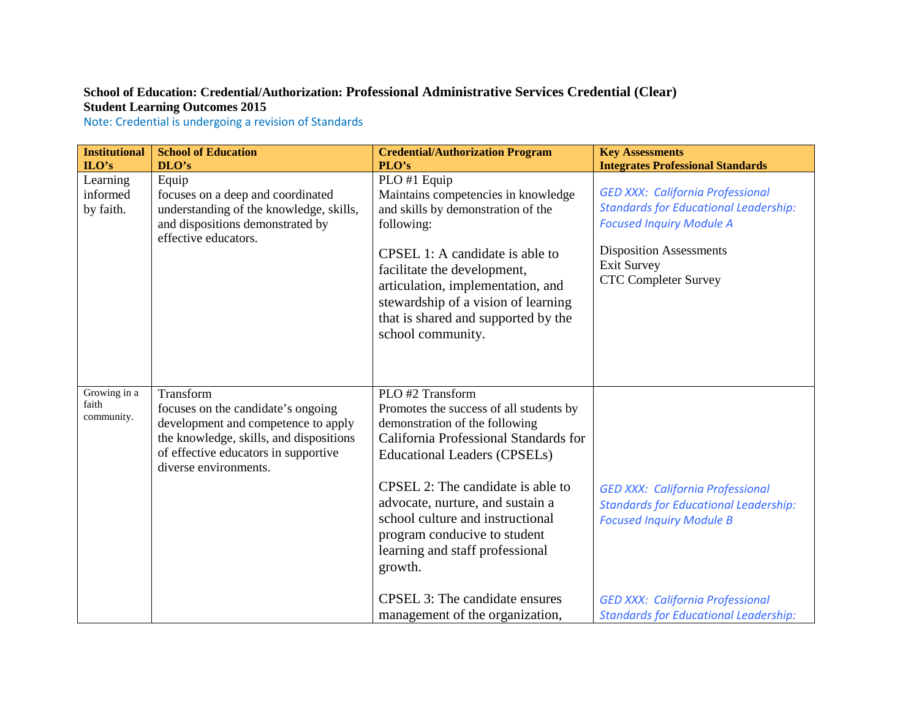**School of Education: Credential/Authorization: Professional Administrative Services Credential (Clear)**
**Student Learning Outcomes 2015**

Note: Credential is undergoing a revision of Standards

| Institutional ILO's | School of Education DLO's | Credential/Authorization Program PLO's | Key Assessments Integrates Professional Standards |
|---|---|---|---|
| Learning informed by faith. | Equip<br>focuses on a deep and coordinated understanding of the knowledge, skills, and dispositions demonstrated by effective educators. | PLO #1 Equip<br>Maintains competencies in knowledge and skills by demonstration of the following:<br><br>CPSEL 1: A candidate is able to facilitate the development, articulation, implementation, and stewardship of a vision of learning that is shared and supported by the school community. | *GED XXX: California Professional Standards for Educational Leadership: Focused Inquiry Module A*<br><br>Disposition Assessments<br>Exit Survey<br>CTC Completer Survey |
| Growing in a faith community. | Transform<br>focuses on the candidate's ongoing development and competence to apply the knowledge, skills, and dispositions of effective educators in supportive diverse environments. | PLO #2 Transform<br>Promotes the success of all students by demonstration of the following California Professional Standards for Educational Leaders (CPSELs)<br><br>CPSEL 2: The candidate is able to advocate, nurture, and sustain a school culture and instructional program conducive to student learning and staff professional growth.<br><br>CPSEL 3: The candidate ensures management of the organization, | *GED XXX: California Professional Standards for Educational Leadership: Focused Inquiry Module B*<br><br>*GED XXX: California Professional Standards for Educational Leadership:* |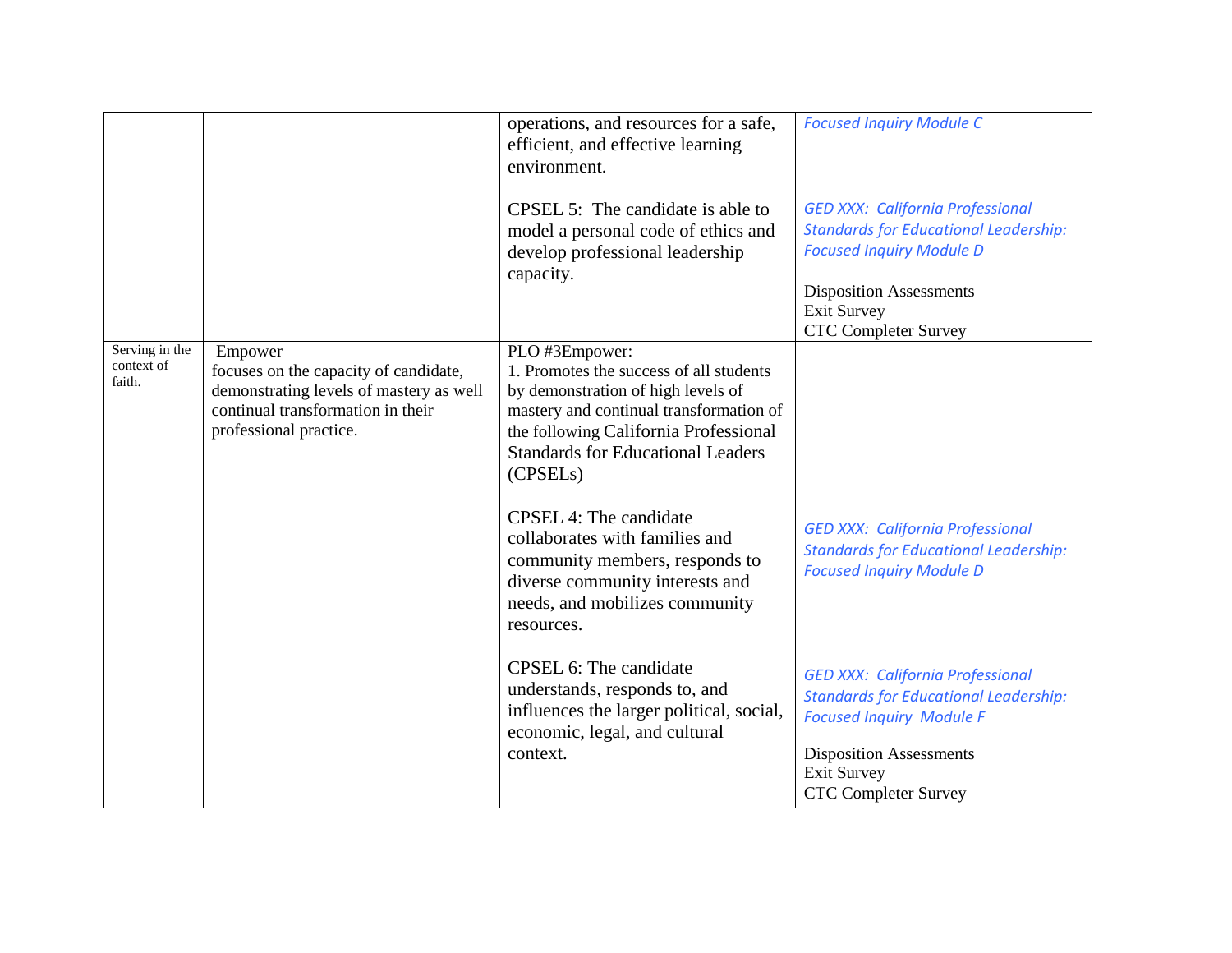| | | | |
|---|---|---|---|
| | | operations, and resources for a safe, efficient, and effective learning environment.<br><br>CPSEL 5: The candidate is able to model a personal code of ethics and develop professional leadership capacity. | *Focused Inquiry Module C*<br><br>*GED XXX: California Professional Standards for Educational Leadership: Focused Inquiry Module D*<br><br>Disposition Assessments<br>Exit Survey<br>CTC Completer Survey |
| Serving in the context of faith. | Empower<br>focuses on the capacity of candidate, demonstrating levels of mastery as well continual transformation in their professional practice. | PLO #3Empower:<br>1. Promotes the success of all students by demonstration of high levels of mastery and continual transformation of the following California Professional Standards for Educational Leaders (CPSELs)<br><br>CPSEL 4: The candidate collaborates with families and community members, responds to diverse community interests and needs, and mobilizes community resources.<br><br>CPSEL 6: The candidate understands, responds to, and influences the larger political, social, economic, legal, and cultural context. | *GED XXX: California Professional Standards for Educational Leadership: Focused Inquiry Module D*<br><br>*GED XXX: California Professional Standards for Educational Leadership: Focused Inquiry Module F*<br><br>Disposition Assessments<br>Exit Survey<br>CTC Completer Survey |